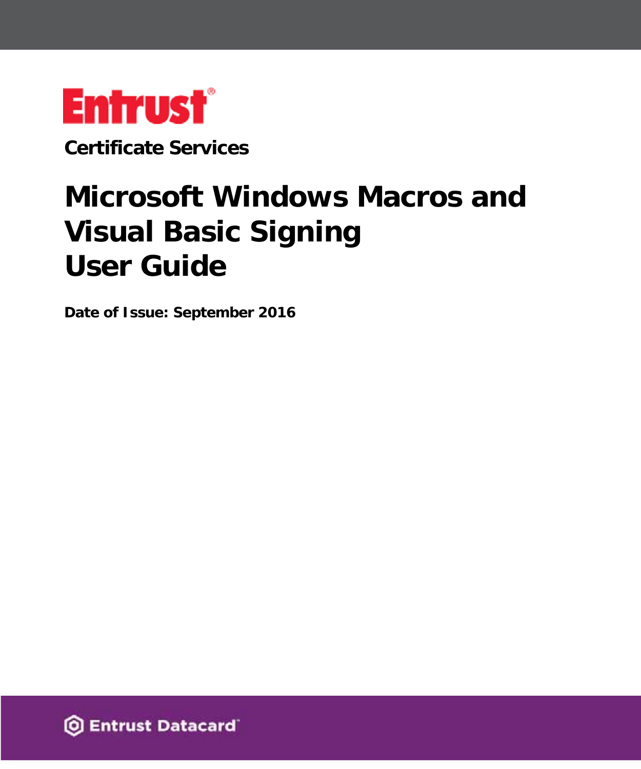Entrust®

Certificate Services

# Microsoft Windows Macros and Visual Basic Signing User Guide

**Date of Issue: September 2016**

Entrust Datacard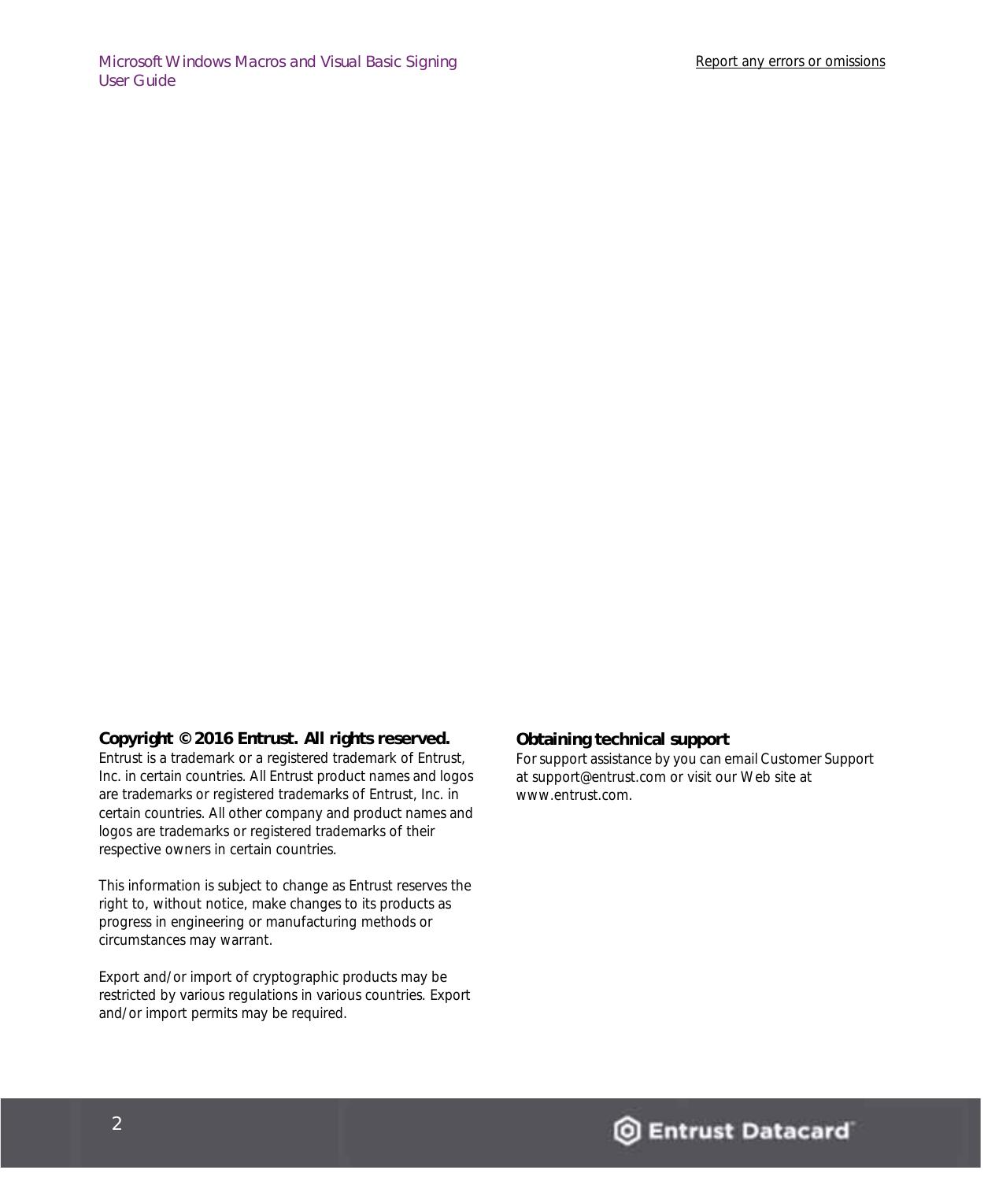**Copyright © 2016 Entrust. All rights reserved.**

Entrust is a trademark or a registered trademark of Entrust, Inc. in certain countries. All Entrust product names and logos are trademarks or registered trademarks of Entrust, Inc. in certain countries. All other company and product names and logos are trademarks or registered trademarks of their respective owners in certain countries.

This information is subject to change as Entrust reserves the right to, without notice, make changes to its products as progress in engineering or manufacturing methods or circumstances may warrant.

Export and/or import of cryptographic products may be restricted by various regulations in various countries. Export and/or import permits may be required.

**Obtaining technical support**

For support assistance by you can email Customer Support at support@entrust.com or visit our Web site at www.entrust.com.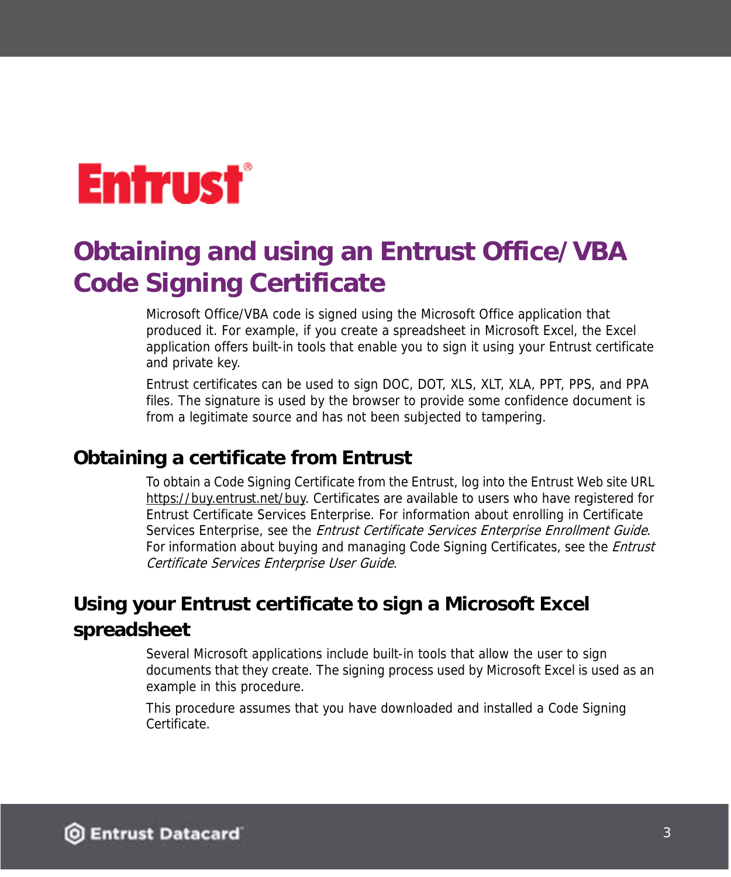# Obtaining and using an Entrust Office/VBA Code Signing Certificate

Microsoft Office/VBA code is signed using the Microsoft Office application that produced it. For example, if you create a spreadsheet in Microsoft Excel, the Excel application offers built-in tools that enable you to sign it using your Entrust certificate and private key.

Entrust certificates can be used to sign DOC, DOT, XLS, XLT, XLA, PPT, PPS, and PPA files. The signature is used by the browser to provide some confidence document is from a legitimate source and has not been subjected to tampering.

## Obtaining a certificate from Entrust

To obtain a Code Signing Certificate from the Entrust, log into the Entrust Web site URL https://buy.entrust.net/buy. Certificates are available to users who have registered for Entrust Certificate Services Enterprise. For information about enrolling in Certificate Services Enterprise, see the *Entrust Certificate Services Enterprise Enrollment Guide*. For information about buying and managing Code Signing Certificates, see the *Entrust Certificate Services Enterprise User Guide*.

## Using your Entrust certificate to sign a Microsoft Excel spreadsheet

Several Microsoft applications include built-in tools that allow the user to sign documents that they create. The signing process used by Microsoft Excel is used as an example in this procedure.

This procedure assumes that you have downloaded and installed a Code Signing Certificate.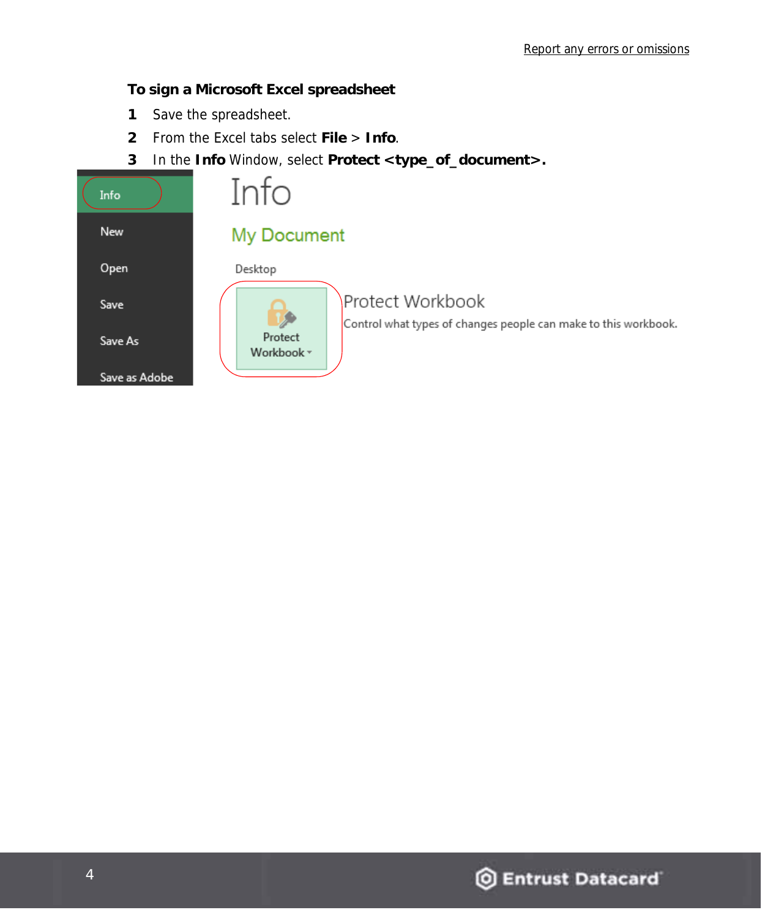### To sign a Microsoft Excel spreadsheet

1. Save the spreadsheet.
2. From the Excel tabs select **File** > **Info**.
3. In the **Info** Window, select **Protect <type_of_document>.**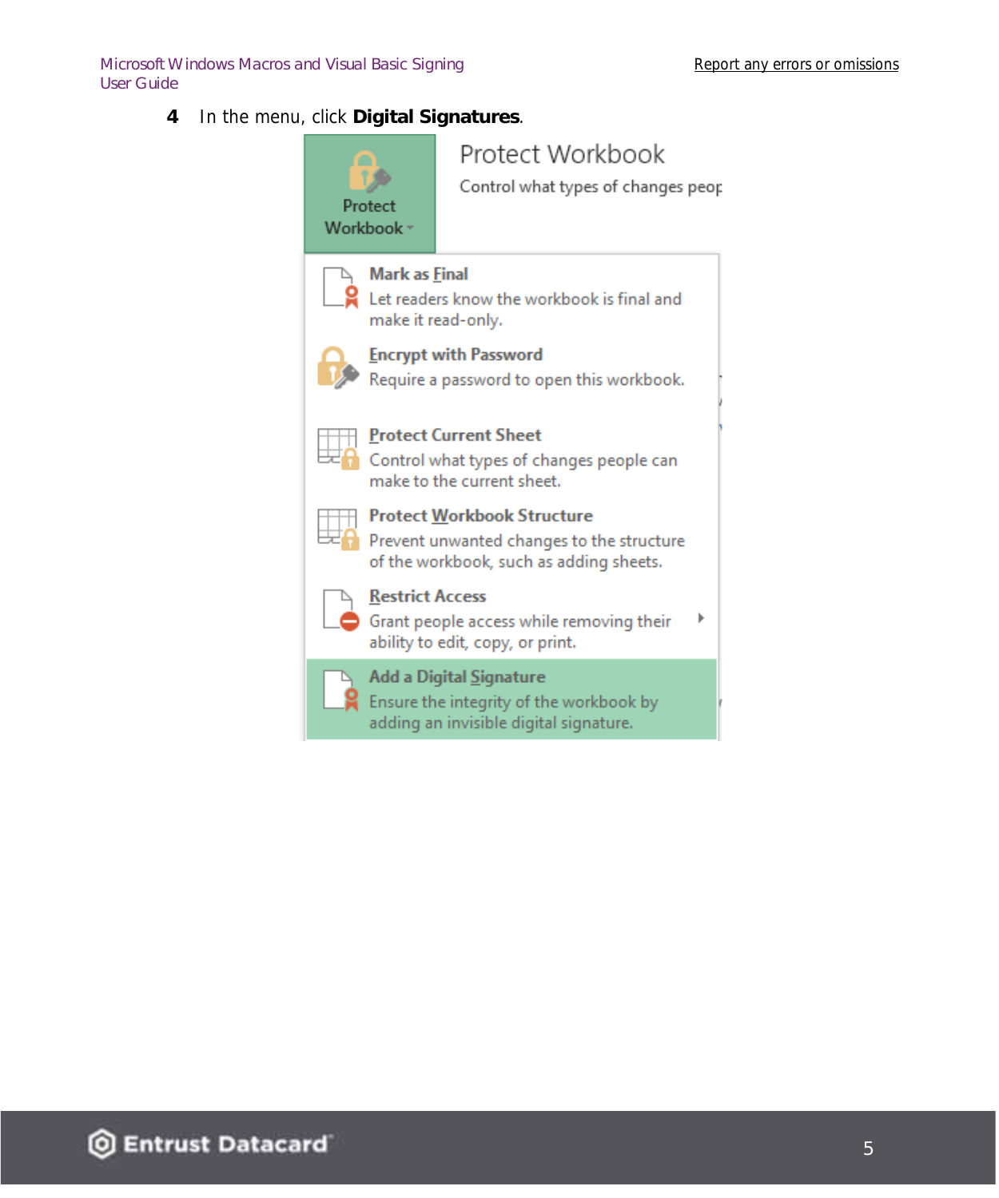4 In the menu, click **Digital Signatures**.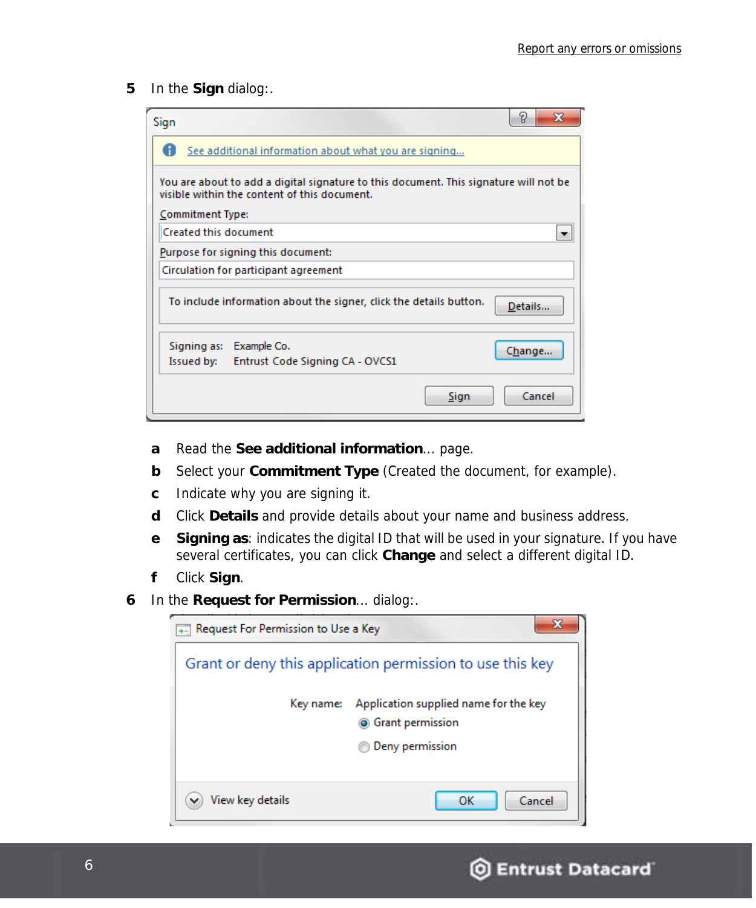Report any errors or omissions

5 In the **Sign** dialog:.

a. Read the **See additional information**... page.
b. Select your **Commitment Type** (Created the document, for example).
c. Indicate why you are signing it.
d. Click **Details** and provide details about your name and business address.
e. **Signing as**: indicates the digital ID that will be used in your signature. If you have several certificates, you can click **Change** and select a different digital ID.
f. Click **Sign**.

6 In the **Request for Permission**... dialog:.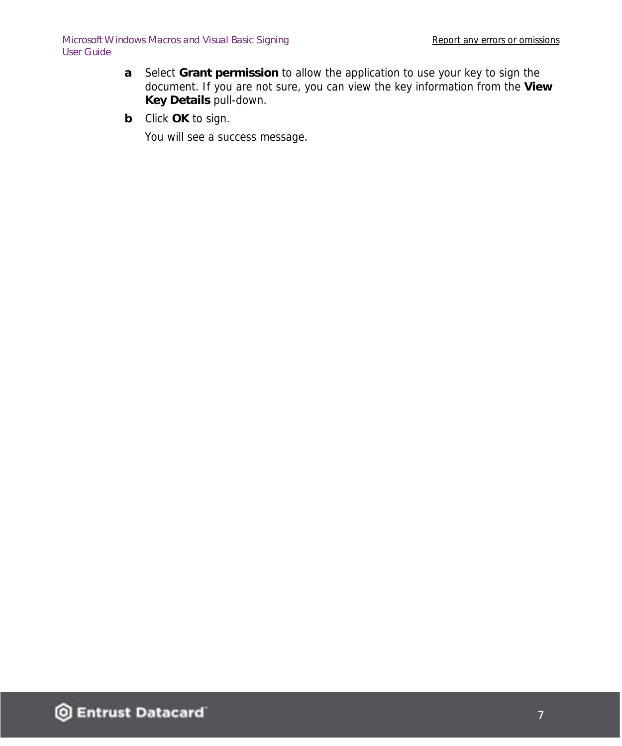a. Select **Grant permission** to allow the application to use your key to sign the document. If you are not sure, you can view the key information from the **View Key Details** pull-down.

b. Click **OK** to sign.

   You will see a success message.